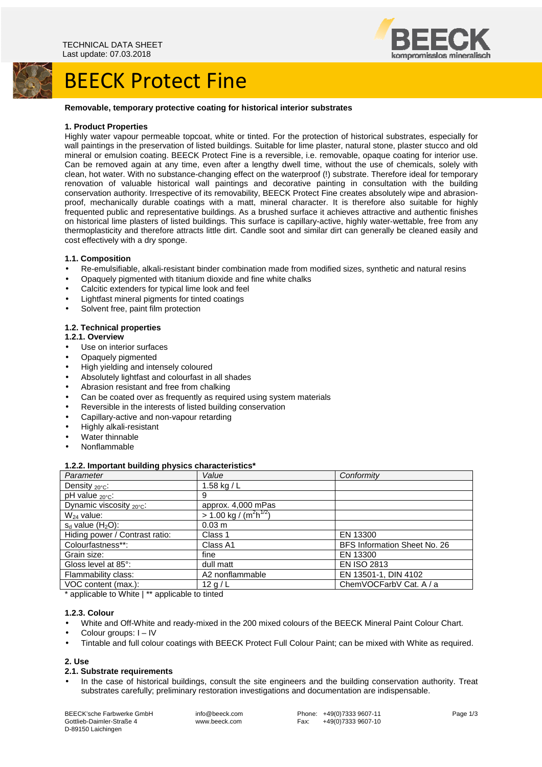TECHNICAL DATA SHEET
Last update: 07.03.2018

# BEECK Protect Fine

**Removable, temporary protective coating for historical interior substrates**

## 1. Product Properties

Highly water vapour permeable topcoat, white or tinted. For the protection of historical substrates, especially for wall paintings in the preservation of listed buildings. Suitable for lime plaster, natural stone, plaster stucco and old mineral or emulsion coating. BEECK Protect Fine is a reversible, i.e. removable, opaque coating for interior use. Can be removed again at any time, even after a lengthy dwell time, without the use of chemicals, solely with clean, hot water. With no substance-changing effect on the waterproof (!) substrate. Therefore ideal for temporary renovation of valuable historical wall paintings and decorative painting in consultation with the building conservation authority. Irrespective of its removability, BEECK Protect Fine creates absolutely wipe and abrasion-proof, mechanically durable coatings with a matt, mineral character. It is therefore also suitable for highly frequented public and representative buildings. As a brushed surface it achieves attractive and authentic finishes on historical lime plasters of listed buildings. This surface is capillary-active, highly water-wettable, free from any thermoplasticity and therefore attracts little dirt. Candle soot and similar dirt can generally be cleaned easily and cost effectively with a dry sponge.

### 1.1. Composition

- Re-emulsifiable, alkali-resistant binder combination made from modified sizes, synthetic and natural resins
- Opaquely pigmented with titanium dioxide and fine white chalks
- Calcitic extenders for typical lime look and feel
- Lightfast mineral pigments for tinted coatings
- Solvent free, paint film protection

### 1.2. Technical properties

#### 1.2.1. Overview

- Use on interior surfaces
- Opaquely pigmented
- High yielding and intensely coloured
- Absolutely lightfast and colourfast in all shades
- Abrasion resistant and free from chalking
- Can be coated over as frequently as required using system materials
- Reversible in the interests of listed building conservation
- Capillary-active and non-vapour retarding
- Highly alkali-resistant
- Water thinnable
- Nonflammable

#### 1.2.2. Important building physics characteristics*

| *Parameter* | *Value* | *Conformity* |
|---|---|---|
| Density $_{20°C}$: | 1.58 kg / L | |
| pH value $_{20°C}$: | 9 | |
| Dynamic viscosity $_{20°C}$: | approx. 4,000 mPas | |
| $W_{24}$ value: | > 1.00 kg / ($m^2h^{1/2}$) | |
| $s_d$ value ($H_2O$): | 0.03 m | |
| Hiding power / Contrast ratio: | Class 1 | EN 13300 |
| Colourfastness**: | Class A1 | BFS Information Sheet No. 26 |
| Grain size: | fine | EN 13300 |
| Gloss level at 85°: | dull matt | EN ISO 2813 |
| Flammability class: | A2 nonflammable | EN 13501-1, DIN 4102 |
| VOC content (max.): | 12 g / L | ChemVOCFarbV Cat. A / a |

* applicable to White | ** applicable to tinted

#### 1.2.3. Colour

- White and Off-White and ready-mixed in the 200 mixed colours of the BEECK Mineral Paint Colour Chart.
- Colour groups: I – IV
- Tintable and full colour coatings with BEECK Protect Full Colour Paint; can be mixed with White as required.

## 2. Use

### 2.1. Substrate requirements

- In the case of historical buildings, consult the site engineers and the building conservation authority. Treat substrates carefully; preliminary restoration investigations and documentation are indispensable.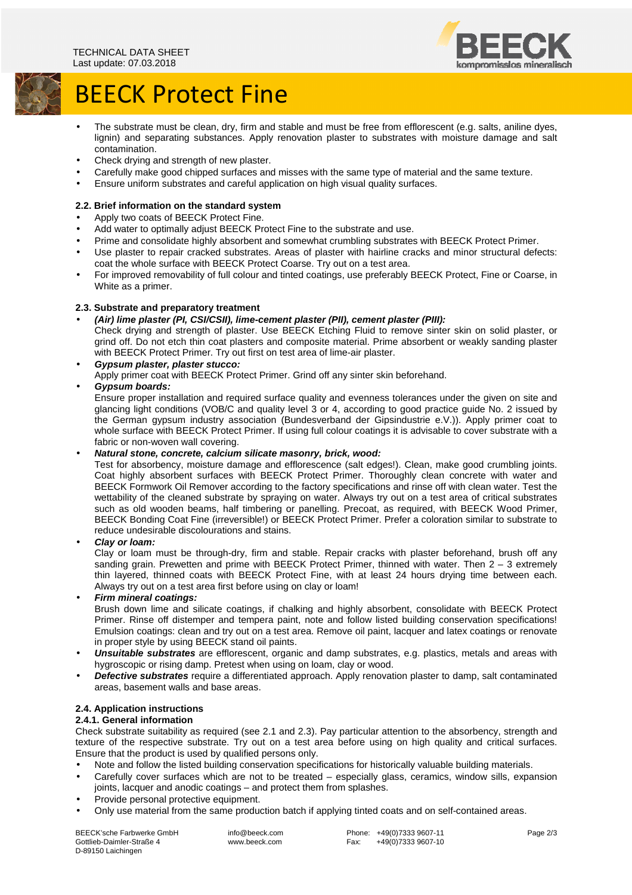- The substrate must be clean, dry, firm and stable and must be free from efflorescent (e.g. salts, aniline dyes, lignin) and separating substances. Apply renovation plaster to substrates with moisture damage and salt contamination.
- Check drying and strength of new plaster.
- Carefully make good chipped surfaces and misses with the same type of material and the same texture.
- Ensure uniform substrates and careful application on high visual quality surfaces.

### 2.2. Brief information on the standard system

- Apply two coats of BEECK Protect Fine.
- Add water to optimally adjust BEECK Protect Fine to the substrate and use.
- Prime and consolidate highly absorbent and somewhat crumbling substrates with BEECK Protect Primer.
- Use plaster to repair cracked substrates. Areas of plaster with hairline cracks and minor structural defects: coat the whole surface with BEECK Protect Coarse. Try out on a test area.
- For improved removability of full colour and tinted coatings, use preferably BEECK Protect, Fine or Coarse, in White as a primer.

### 2.3. Substrate and preparatory treatment

- ***(Air) lime plaster (PI, CSI/CSII), lime-cement plaster (PII), cement plaster (PIII):***
  Check drying and strength of plaster. Use BEECK Etching Fluid to remove sinter skin on solid plaster, or grind off. Do not etch thin coat plasters and composite material. Prime absorbent or weakly sanding plaster with BEECK Protect Primer. Try out first on test area of lime-air plaster.
- ***Gypsum plaster, plaster stucco:***
  Apply primer coat with BEECK Protect Primer. Grind off any sinter skin beforehand.
- ***Gypsum boards:***
  Ensure proper installation and required surface quality and evenness tolerances under the given on site and glancing light conditions (VOB/C and quality level 3 or 4, according to good practice guide No. 2 issued by the German gypsum industry association (Bundesverband der Gipsindustrie e.V.)). Apply primer coat to whole surface with BEECK Protect Primer. If using full colour coatings it is advisable to cover substrate with a fabric or non-woven wall covering.
- ***Natural stone, concrete, calcium silicate masonry, brick, wood:***
  Test for absorbency, moisture damage and efflorescence (salt edges!). Clean, make good crumbling joints. Coat highly absorbent surfaces with BEECK Protect Primer. Thoroughly clean concrete with water and BEECK Formwork Oil Remover according to the factory specifications and rinse off with clean water. Test the wettability of the cleaned substrate by spraying on water. Always try out on a test area of critical substrates such as old wooden beams, half timbering or panelling. Precoat, as required, with BEECK Wood Primer, BEECK Bonding Coat Fine (irreversible!) or BEECK Protect Primer. Prefer a coloration similar to substrate to reduce undesirable discolourations and stains.
- ***Clay or loam:***
  Clay or loam must be through-dry, firm and stable. Repair cracks with plaster beforehand, brush off any sanding grain. Prewetten and prime with BEECK Protect Primer, thinned with water. Then 2 – 3 extremely thin layered, thinned coats with BEECK Protect Fine, with at least 24 hours drying time between each. Always try out on a test area first before using on clay or loam!
- ***Firm mineral coatings:***
  Brush down lime and silicate coatings, if chalking and highly absorbent, consolidate with BEECK Protect Primer. Rinse off distemper and tempera paint, note and follow listed building conservation specifications! Emulsion coatings: clean and try out on a test area. Remove oil paint, lacquer and latex coatings or renovate in proper style by using BEECK stand oil paints.
- ***Unsuitable substrates*** are efflorescent, organic and damp substrates, e.g. plastics, metals and areas with hygroscopic or rising damp. Pretest when using on loam, clay or wood.
- ***Defective substrates*** require a differentiated approach. Apply renovation plaster to damp, salt contaminated areas, basement walls and base areas.

### 2.4. Application instructions

#### 2.4.1. General information

Check substrate suitability as required (see 2.1 and 2.3). Pay particular attention to the absorbency, strength and texture of the respective substrate. Try out on a test area before using on high quality and critical surfaces. Ensure that the product is used by qualified persons only.

- Note and follow the listed building conservation specifications for historically valuable building materials.
- Carefully cover surfaces which are not to be treated – especially glass, ceramics, window sills, expansion joints, lacquer and anodic coatings – and protect them from splashes.
- Provide personal protective equipment.
- Only use material from the same production batch if applying tinted coats and on self-contained areas.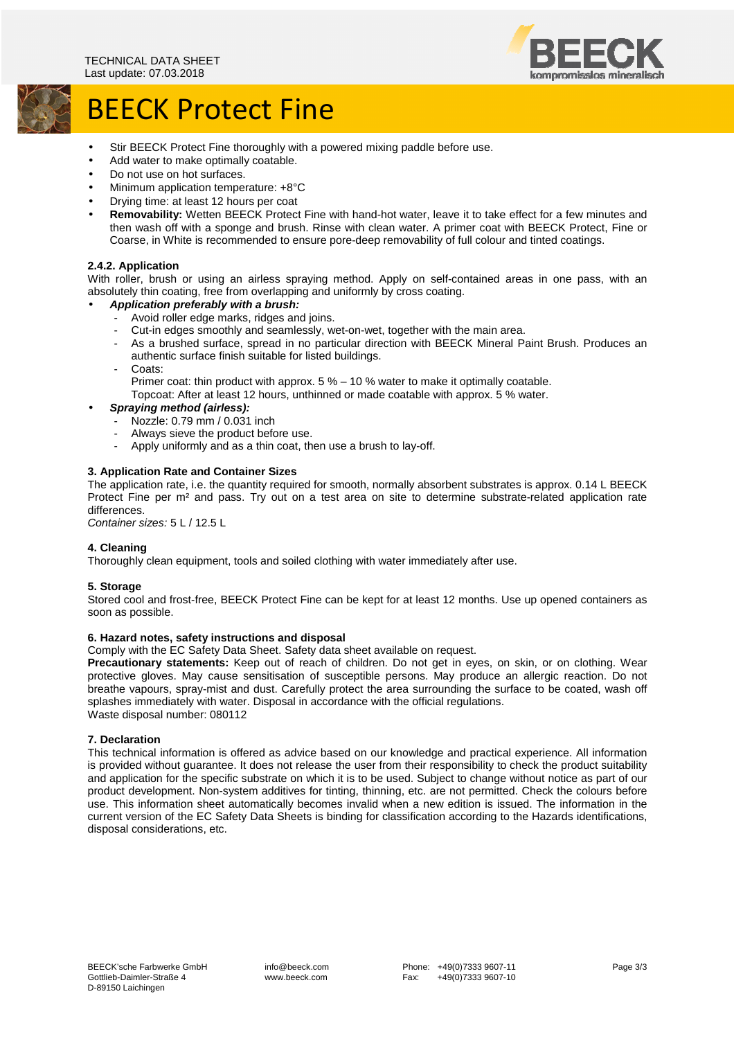- Stir BEECK Protect Fine thoroughly with a powered mixing paddle before use.
- Add water to make optimally coatable.
- Do not use on hot surfaces.
- Minimum application temperature: +8°C
- Drying time: at least 12 hours per coat
- **Removability:** Wetten BEECK Protect Fine with hand-hot water, leave it to take effect for a few minutes and then wash off with a sponge and brush. Rinse with clean water. A primer coat with BEECK Protect, Fine or Coarse, in White is recommended to ensure pore-deep removability of full colour and tinted coatings.

#### 2.4.2. Application

With roller, brush or using an airless spraying method. Apply on self-contained areas in one pass, with an absolutely thin coating, free from overlapping and uniformly by cross coating.

- ***Application preferably with a brush:***
  - Avoid roller edge marks, ridges and joins.
  - Cut-in edges smoothly and seamlessly, wet-on-wet, together with the main area.
  - As a brushed surface, spread in no particular direction with BEECK Mineral Paint Brush. Produces an authentic surface finish suitable for listed buildings.
  - Coats:
    Primer coat: thin product with approx. 5 % – 10 % water to make it optimally coatable.
    Topcoat: After at least 12 hours, unthinned or made coatable with approx. 5 % water.
- ***Spraying method (airless):***
  - Nozzle: 0.79 mm / 0.031 inch
  - Always sieve the product before use.
  - Apply uniformly and as a thin coat, then use a brush to lay-off.

### 3. Application Rate and Container Sizes

The application rate, i.e. the quantity required for smooth, normally absorbent substrates is approx. 0.14 L BEECK Protect Fine per m² and pass. Try out on a test area on site to determine substrate-related application rate differences.

*Container sizes:* 5 L / 12.5 L

### 4. Cleaning

Thoroughly clean equipment, tools and soiled clothing with water immediately after use.

### 5. Storage

Stored cool and frost-free, BEECK Protect Fine can be kept for at least 12 months. Use up opened containers as soon as possible.

### 6. Hazard notes, safety instructions and disposal

Comply with the EC Safety Data Sheet. Safety data sheet available on request.

**Precautionary statements:** Keep out of reach of children. Do not get in eyes, on skin, or on clothing. Wear protective gloves. May cause sensitisation of susceptible persons. May produce an allergic reaction. Do not breathe vapours, spray-mist and dust. Carefully protect the area surrounding the surface to be coated, wash off splashes immediately with water. Disposal in accordance with the official regulations.

Waste disposal number: 080112

### 7. Declaration

This technical information is offered as advice based on our knowledge and practical experience. All information is provided without guarantee. It does not release the user from their responsibility to check the product suitability and application for the specific substrate on which it is to be used. Subject to change without notice as part of our product development. Non-system additives for tinting, thinning, etc. are not permitted. Check the colours before use. This information sheet automatically becomes invalid when a new edition is issued. The information in the current version of the EC Safety Data Sheets is binding for classification according to the Hazards identifications, disposal considerations, etc.